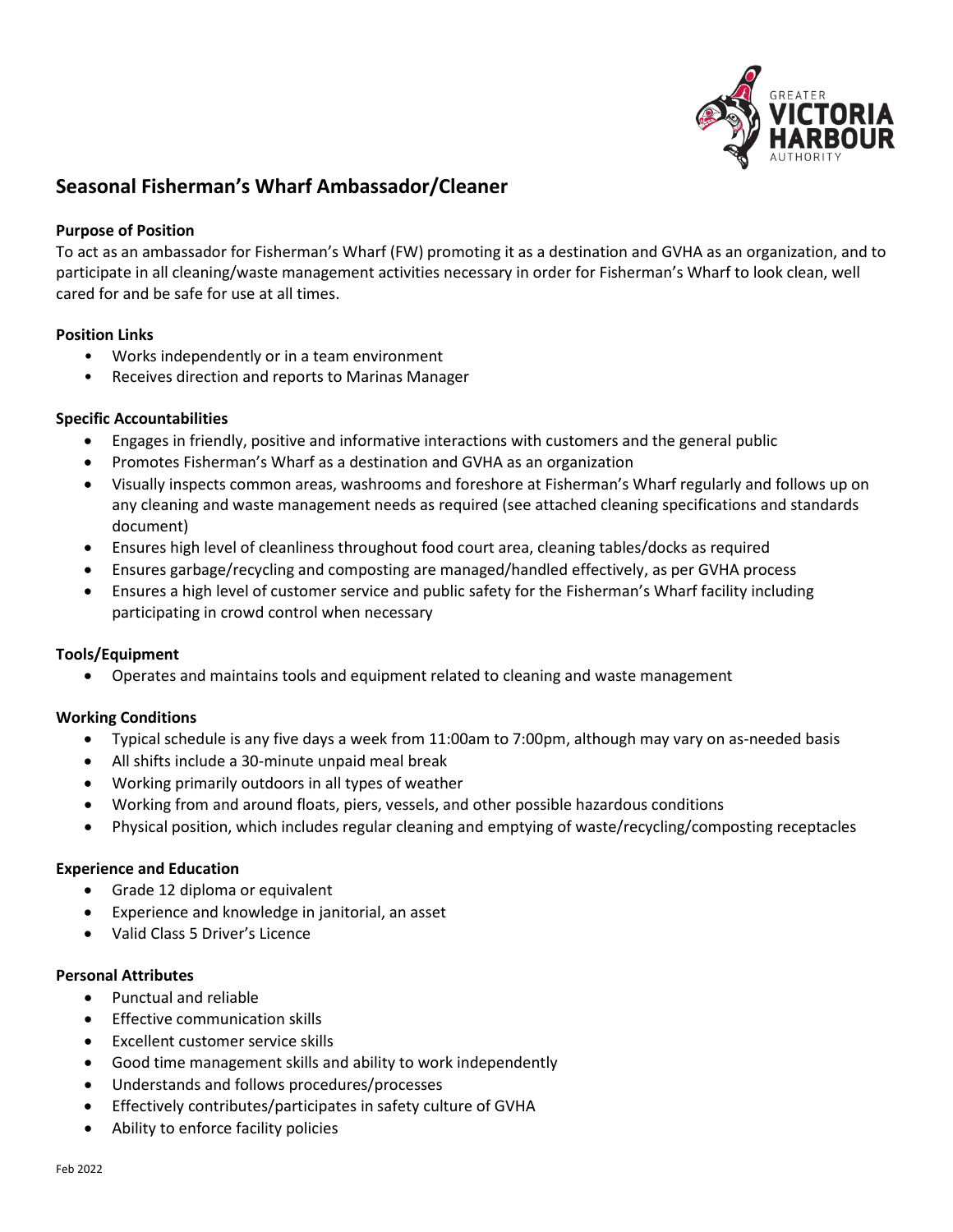# Seasonal Fisherman's Wharf Ambassador/Cleaner

### Purpose of Position

To act as an ambassador for Fisherman's Wharf (FW) promoting it as a destination and GVHA as an organization, and to participate in all cleaning/waste management activities necessary in order for Fisherman's Wharf to look clean, well cared for and be safe for use at all times.

### Position Links

- Works independently or in a team environment
- Receives direction and reports to Marinas Manager

### Specific Accountabilities

- Engages in friendly, positive and informative interactions with customers and the general public
- Promotes Fisherman's Wharf as a destination and GVHA as an organization
- Visually inspects common areas, washrooms and foreshore at Fisherman's Wharf regularly and follows up on any cleaning and waste management needs as required (see attached cleaning specifications and standards document)
- Ensures high level of cleanliness throughout food court area, cleaning tables/docks as required
- Ensures garbage/recycling and composting are managed/handled effectively, as per GVHA process
- Ensures a high level of customer service and public safety for the Fisherman's Wharf facility including participating in crowd control when necessary

### Tools/Equipment

- Operates and maintains tools and equipment related to cleaning and waste management

### Working Conditions

- Typical schedule is any five days a week from 11:00am to 7:00pm, although may vary on as-needed basis
- All shifts include a 30-minute unpaid meal break
- Working primarily outdoors in all types of weather
- Working from and around floats, piers, vessels, and other possible hazardous conditions
- Physical position, which includes regular cleaning and emptying of waste/recycling/composting receptacles

### Experience and Education

- Grade 12 diploma or equivalent
- Experience and knowledge in janitorial, an asset
- Valid Class 5 Driver's Licence

### Personal Attributes

- Punctual and reliable
- Effective communication skills
- Excellent customer service skills
- Good time management skills and ability to work independently
- Understands and follows procedures/processes
- Effectively contributes/participates in safety culture of GVHA
- Ability to enforce facility policies

Feb 2022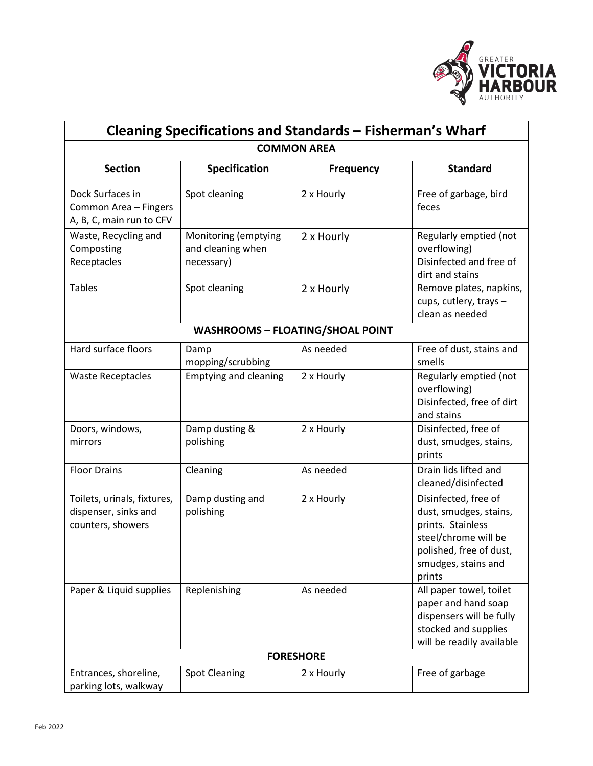| Cleaning Specifications and Standards – Fisherman's Wharf | | | |
|---|---|---|---|
| **COMMON AREA** | | | |
| **Section** | **Specification** | **Frequency** | **Standard** |
| Dock Surfaces in Common Area – Fingers A, B, C, main run to CFV | Spot cleaning | 2 x Hourly | Free of garbage, bird feces |
| Waste, Recycling and Composting Receptacles | Monitoring (emptying and cleaning when necessary) | 2 x Hourly | Regularly emptied (not overflowing) Disinfected and free of dirt and stains |
| Tables | Spot cleaning | 2 x Hourly | Remove plates, napkins, cups, cutlery, trays – clean as needed |
| **WASHROOMS – FLOATING/SHOAL POINT** | | | |
| Hard surface floors | Damp mopping/scrubbing | As needed | Free of dust, stains and smells |
| Waste Receptacles | Emptying and cleaning | 2 x Hourly | Regularly emptied (not overflowing) Disinfected, free of dirt and stains |
| Doors, windows, mirrors | Damp dusting & polishing | 2 x Hourly | Disinfected, free of dust, smudges, stains, prints |
| Floor Drains | Cleaning | As needed | Drain lids lifted and cleaned/disinfected |
| Toilets, urinals, fixtures, dispenser, sinks and counters, showers | Damp dusting and polishing | 2 x Hourly | Disinfected, free of dust, smudges, stains, prints. Stainless steel/chrome will be polished, free of dust, smudges, stains and prints |
| Paper & Liquid supplies | Replenishing | As needed | All paper towel, toilet paper and hand soap dispensers will be fully stocked and supplies will be readily available |
| **FORESHORE** | | | |
| Entrances, shoreline, parking lots, walkway | Spot Cleaning | 2 x Hourly | Free of garbage |

Feb 2022